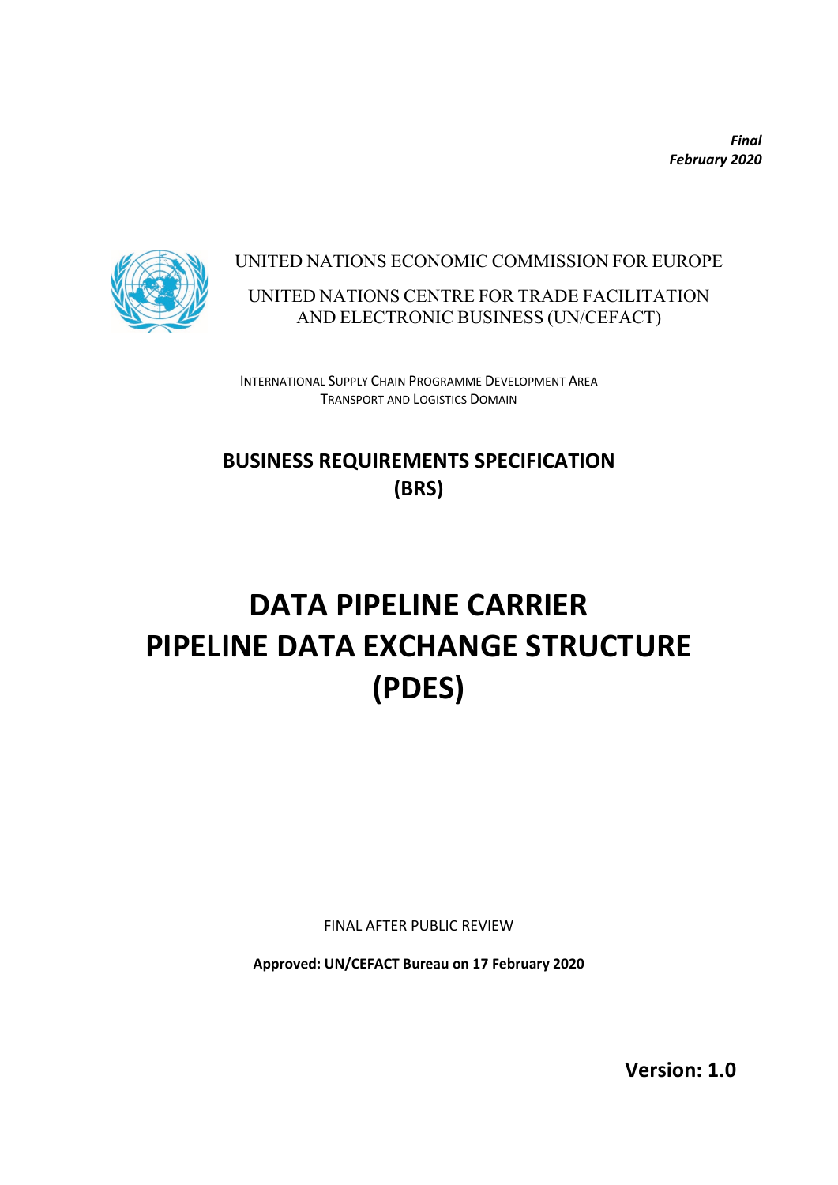*Final*
*February 2020*

UNITED NATIONS ECONOMIC COMMISSION FOR EUROPE

UNITED NATIONS CENTRE FOR TRADE FACILITATION AND ELECTRONIC BUSINESS (UN/CEFACT)

INTERNATIONAL SUPPLY CHAIN PROGRAMME DEVELOPMENT AREA
TRANSPORT AND LOGISTICS DOMAIN

## BUSINESS REQUIREMENTS SPECIFICATION (BRS)

# DATA PIPELINE CARRIER PIPELINE DATA EXCHANGE STRUCTURE (PDES)

FINAL AFTER PUBLIC REVIEW

**Approved: UN/CEFACT Bureau on 17 February 2020**

**Version: 1.0**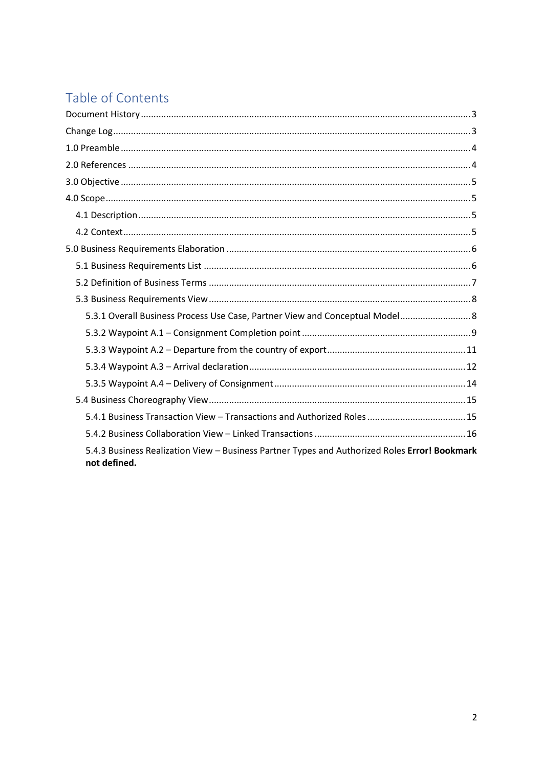# Table of Contents

- Document History ..... 3
- Change Log ..... 3
- 1.0 Preamble ..... 4
- 2.0 References ..... 4
- 3.0 Objective ..... 5
- 4.0 Scope ..... 5
  - 4.1 Description ..... 5
  - 4.2 Context ..... 5
- 5.0 Business Requirements Elaboration ..... 6
  - 5.1 Business Requirements List ..... 6
  - 5.2 Definition of Business Terms ..... 7
  - 5.3 Business Requirements View ..... 8
    - 5.3.1 Overall Business Process Use Case, Partner View and Conceptual Model ..... 8
    - 5.3.2 Waypoint A.1 – Consignment Completion point ..... 9
    - 5.3.3 Waypoint A.2 – Departure from the country of export ..... 11
    - 5.3.4 Waypoint A.3 – Arrival declaration ..... 12
    - 5.3.5 Waypoint A.4 – Delivery of Consignment ..... 14
  - 5.4 Business Choreography View ..... 15
    - 5.4.1 Business Transaction View – Transactions and Authorized Roles ..... 15
    - 5.4.2 Business Collaboration View – Linked Transactions ..... 16
    - 5.4.3 Business Realization View – Business Partner Types and Authorized Roles **Error! Bookmark not defined.**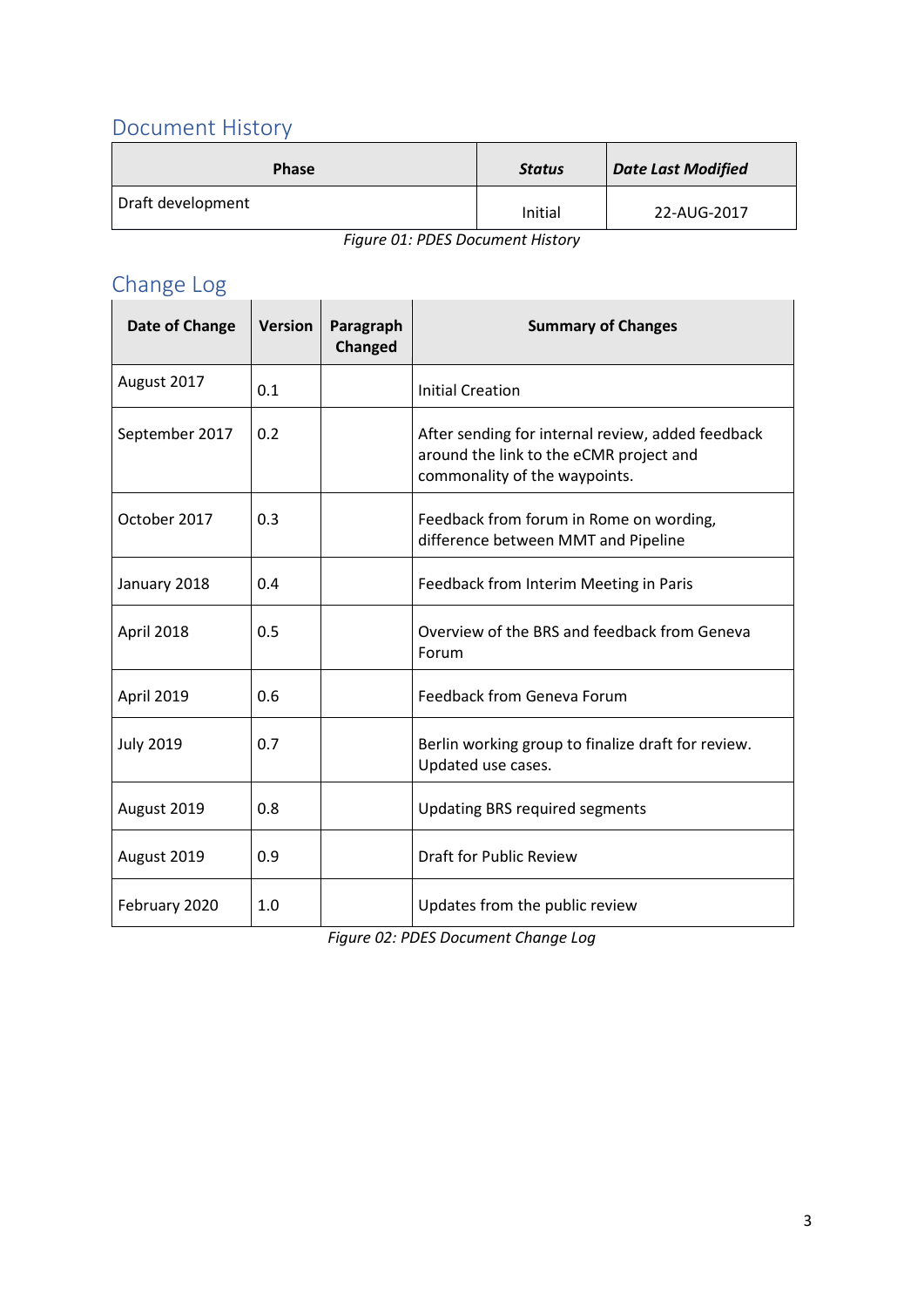## Document History

| Phase | *Status* | *Date Last Modified* |
|---|---|---|
| Draft development | Initial | 22-AUG-2017 |

*Figure 01: PDES Document History*

## Change Log

| Date of Change | Version | Paragraph Changed | Summary of Changes |
|---|---|---|---|
| August 2017 | 0.1 | | Initial Creation |
| September 2017 | 0.2 | | After sending for internal review, added feedback around the link to the eCMR project and commonality of the waypoints. |
| October 2017 | 0.3 | | Feedback from forum in Rome on wording, difference between MMT and Pipeline |
| January 2018 | 0.4 | | Feedback from Interim Meeting in Paris |
| April 2018 | 0.5 | | Overview of the BRS and feedback from Geneva Forum |
| April 2019 | 0.6 | | Feedback from Geneva Forum |
| July 2019 | 0.7 | | Berlin working group to finalize draft for review. Updated use cases. |
| August 2019 | 0.8 | | Updating BRS required segments |
| August 2019 | 0.9 | | Draft for Public Review |
| February 2020 | 1.0 | | Updates from the public review |

*Figure 02: PDES Document Change Log*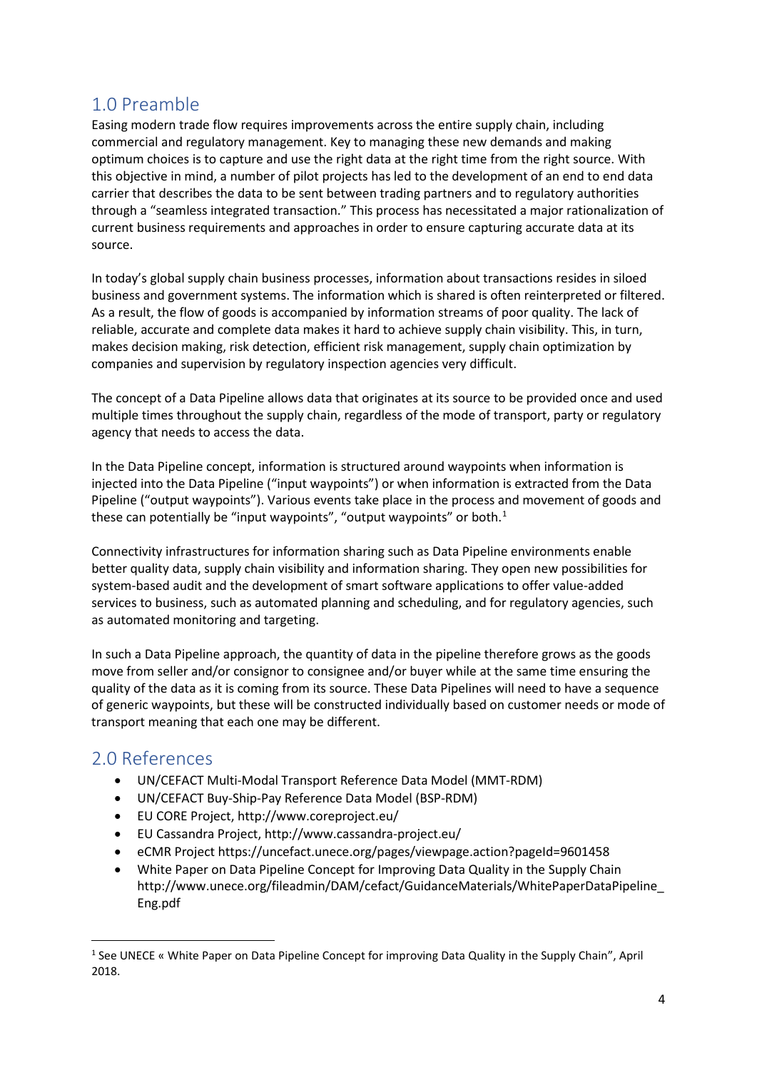## 1.0 Preamble

Easing modern trade flow requires improvements across the entire supply chain, including commercial and regulatory management. Key to managing these new demands and making optimum choices is to capture and use the right data at the right time from the right source. With this objective in mind, a number of pilot projects has led to the development of an end to end data carrier that describes the data to be sent between trading partners and to regulatory authorities through a "seamless integrated transaction." This process has necessitated a major rationalization of current business requirements and approaches in order to ensure capturing accurate data at its source.

In today's global supply chain business processes, information about transactions resides in siloed business and government systems. The information which is shared is often reinterpreted or filtered. As a result, the flow of goods is accompanied by information streams of poor quality. The lack of reliable, accurate and complete data makes it hard to achieve supply chain visibility. This, in turn, makes decision making, risk detection, efficient risk management, supply chain optimization by companies and supervision by regulatory inspection agencies very difficult.

The concept of a Data Pipeline allows data that originates at its source to be provided once and used multiple times throughout the supply chain, regardless of the mode of transport, party or regulatory agency that needs to access the data.

In the Data Pipeline concept, information is structured around waypoints when information is injected into the Data Pipeline ("input waypoints") or when information is extracted from the Data Pipeline ("output waypoints"). Various events take place in the process and movement of goods and these can potentially be "input waypoints", "output waypoints" or both.[1]

Connectivity infrastructures for information sharing such as Data Pipeline environments enable better quality data, supply chain visibility and information sharing. They open new possibilities for system-based audit and the development of smart software applications to offer value-added services to business, such as automated planning and scheduling, and for regulatory agencies, such as automated monitoring and targeting.

In such a Data Pipeline approach, the quantity of data in the pipeline therefore grows as the goods move from seller and/or consignor to consignee and/or buyer while at the same time ensuring the quality of the data as it is coming from its source. These Data Pipelines will need to have a sequence of generic waypoints, but these will be constructed individually based on customer needs or mode of transport meaning that each one may be different.

## 2.0 References

- UN/CEFACT Multi-Modal Transport Reference Data Model (MMT-RDM)
- UN/CEFACT Buy-Ship-Pay Reference Data Model (BSP-RDM)
- EU CORE Project, http://www.coreproject.eu/
- EU Cassandra Project, http://www.cassandra-project.eu/
- eCMR Project https://uncefact.unece.org/pages/viewpage.action?pageId=9601458
- White Paper on Data Pipeline Concept for Improving Data Quality in the Supply Chain http://www.unece.org/fileadmin/DAM/cefact/GuidanceMaterials/WhitePaperDataPipeline_Eng.pdf

---

[1] See UNECE « White Paper on Data Pipeline Concept for improving Data Quality in the Supply Chain", April 2018.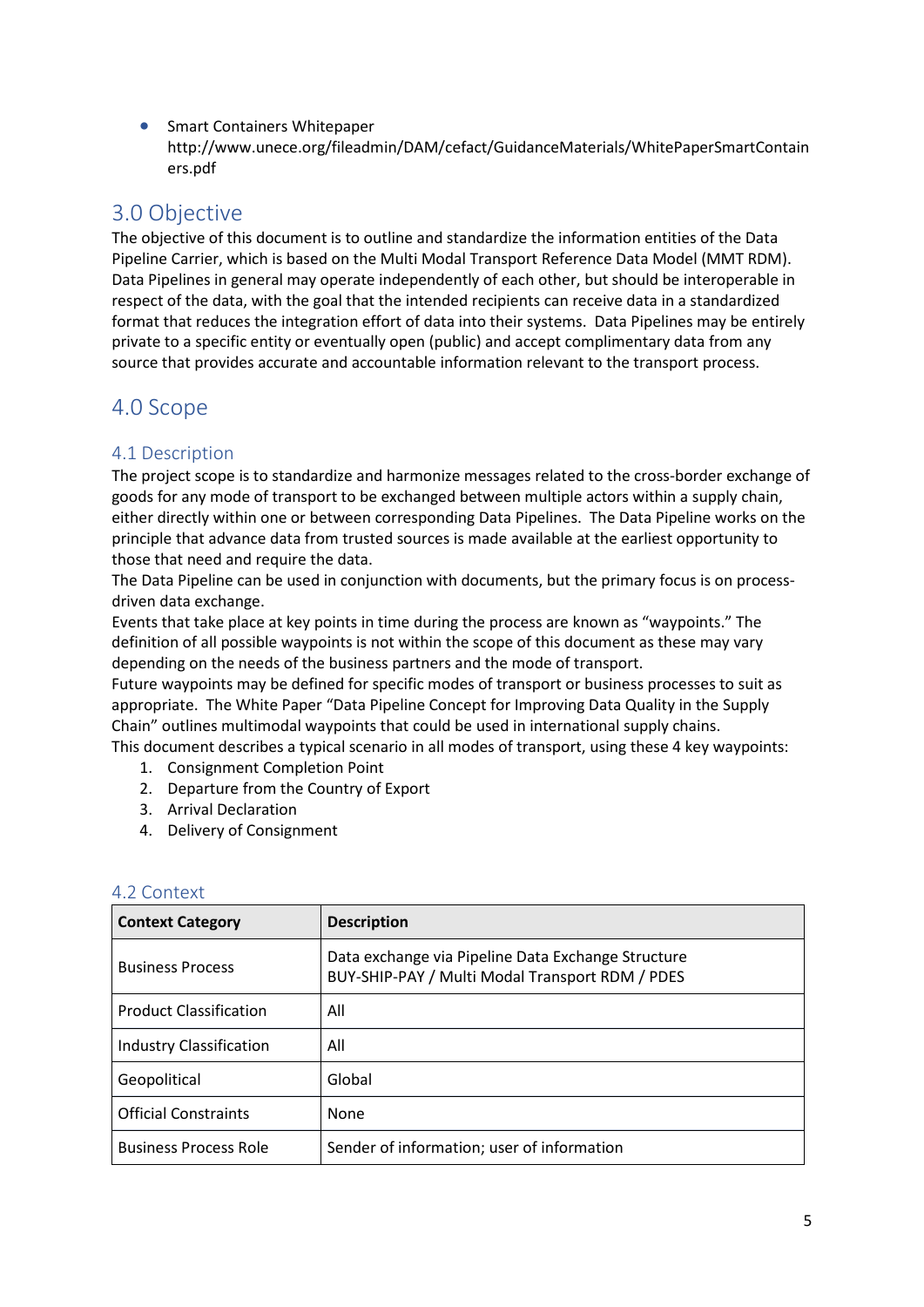- Smart Containers Whitepaper http://www.unece.org/fileadmin/DAM/cefact/GuidanceMaterials/WhitePaperSmartContainers.pdf

## 3.0 Objective

The objective of this document is to outline and standardize the information entities of the Data Pipeline Carrier, which is based on the Multi Modal Transport Reference Data Model (MMT RDM). Data Pipelines in general may operate independently of each other, but should be interoperable in respect of the data, with the goal that the intended recipients can receive data in a standardized format that reduces the integration effort of data into their systems. Data Pipelines may be entirely private to a specific entity or eventually open (public) and accept complimentary data from any source that provides accurate and accountable information relevant to the transport process.

## 4.0 Scope

### 4.1 Description

The project scope is to standardize and harmonize messages related to the cross-border exchange of goods for any mode of transport to be exchanged between multiple actors within a supply chain, either directly within one or between corresponding Data Pipelines. The Data Pipeline works on the principle that advance data from trusted sources is made available at the earliest opportunity to those that need and require the data.

The Data Pipeline can be used in conjunction with documents, but the primary focus is on process-driven data exchange.

Events that take place at key points in time during the process are known as "waypoints." The definition of all possible waypoints is not within the scope of this document as these may vary depending on the needs of the business partners and the mode of transport.

Future waypoints may be defined for specific modes of transport or business processes to suit as appropriate. The White Paper "Data Pipeline Concept for Improving Data Quality in the Supply Chain" outlines multimodal waypoints that could be used in international supply chains.

This document describes a typical scenario in all modes of transport, using these 4 key waypoints:

1. Consignment Completion Point
2. Departure from the Country of Export
3. Arrival Declaration
4. Delivery of Consignment

### 4.2 Context

| Context Category | Description |
|---|---|
| Business Process | Data exchange via Pipeline Data Exchange Structure BUY-SHIP-PAY / Multi Modal Transport RDM / PDES |
| Product Classification | All |
| Industry Classification | All |
| Geopolitical | Global |
| Official Constraints | None |
| Business Process Role | Sender of information; user of information |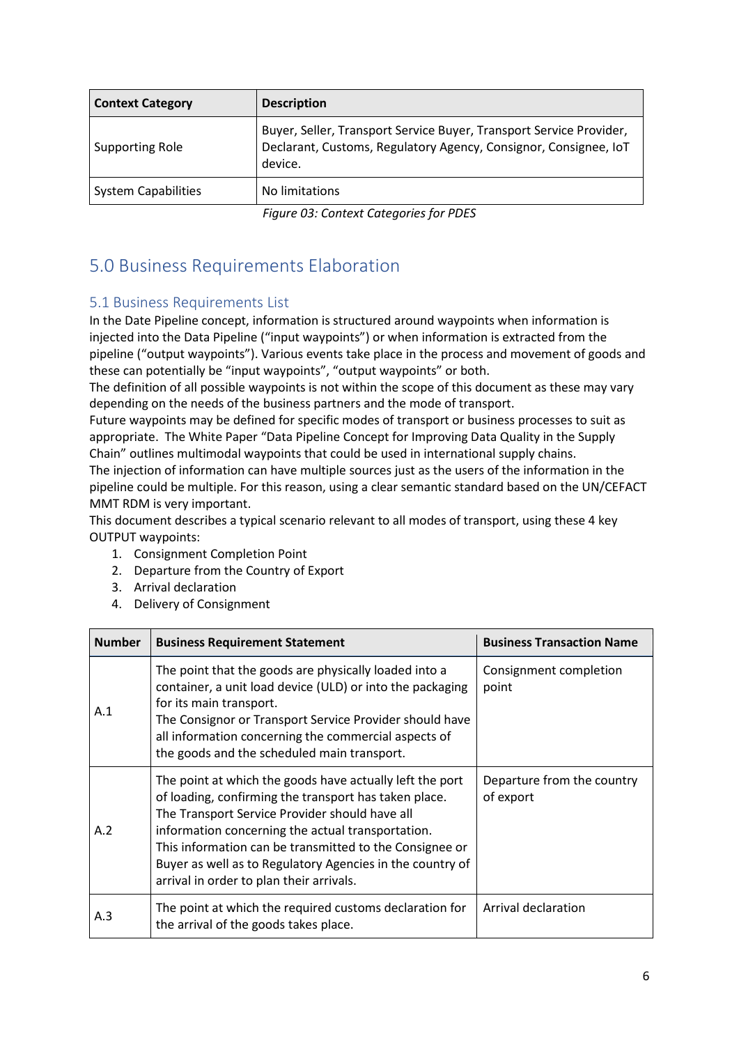| Context Category | Description |
|---|---|
| Supporting Role | Buyer, Seller, Transport Service Buyer, Transport Service Provider, Declarant, Customs, Regulatory Agency, Consignor, Consignee, IoT device. |
| System Capabilities | No limitations |

*Figure 03: Context Categories for PDES*

## 5.0 Business Requirements Elaboration

### 5.1 Business Requirements List

In the Date Pipeline concept, information is structured around waypoints when information is injected into the Data Pipeline ("input waypoints") or when information is extracted from the pipeline ("output waypoints"). Various events take place in the process and movement of goods and these can potentially be "input waypoints", "output waypoints" or both.

The definition of all possible waypoints is not within the scope of this document as these may vary depending on the needs of the business partners and the mode of transport.

Future waypoints may be defined for specific modes of transport or business processes to suit as appropriate. The White Paper "Data Pipeline Concept for Improving Data Quality in the Supply Chain" outlines multimodal waypoints that could be used in international supply chains.

The injection of information can have multiple sources just as the users of the information in the pipeline could be multiple. For this reason, using a clear semantic standard based on the UN/CEFACT MMT RDM is very important.

This document describes a typical scenario relevant to all modes of transport, using these 4 key OUTPUT waypoints:

1. Consignment Completion Point
2. Departure from the Country of Export
3. Arrival declaration
4. Delivery of Consignment

| Number | Business Requirement Statement | Business Transaction Name |
|---|---|---|
| A.1 | The point that the goods are physically loaded into a container, a unit load device (ULD) or into the packaging for its main transport.<br>The Consignor or Transport Service Provider should have all information concerning the commercial aspects of the goods and the scheduled main transport. | Consignment completion point |
| A.2 | The point at which the goods have actually left the port of loading, confirming the transport has taken place.<br>The Transport Service Provider should have all information concerning the actual transportation.<br>This information can be transmitted to the Consignee or Buyer as well as to Regulatory Agencies in the country of arrival in order to plan their arrivals. | Departure from the country of export |
| A.3 | The point at which the required customs declaration for the arrival of the goods takes place. | Arrival declaration |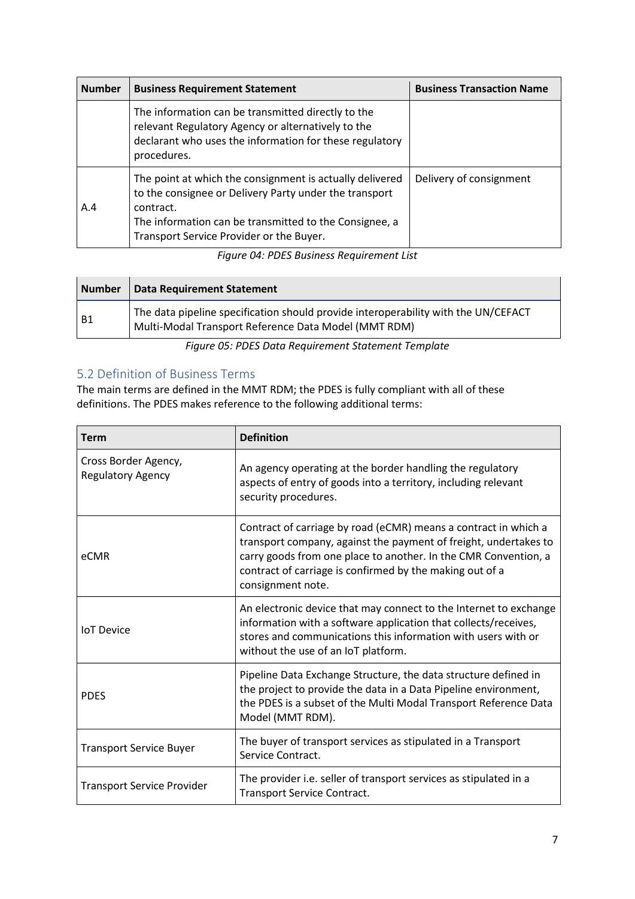| Number | Business Requirement Statement | Business Transaction Name |
| --- | --- | --- |
| | The information can be transmitted directly to the relevant Regulatory Agency or alternatively to the declarant who uses the information for these regulatory procedures. | |
| A.4 | The point at which the consignment is actually delivered to the consignee or Delivery Party under the transport contract.<br>The information can be transmitted to the Consignee, a Transport Service Provider or the Buyer. | Delivery of consignment |

*Figure 04: PDES Business Requirement List*

| Number | Data Requirement Statement |
| --- | --- |
| B1 | The data pipeline specification should provide interoperability with the UN/CEFACT Multi-Modal Transport Reference Data Model (MMT RDM) |

*Figure 05: PDES Data Requirement Statement Template*

## 5.2 Definition of Business Terms

The main terms are defined in the MMT RDM; the PDES is fully compliant with all of these definitions. The PDES makes reference to the following additional terms:

| Term | Definition |
| --- | --- |
| Cross Border Agency, Regulatory Agency | An agency operating at the border handling the regulatory aspects of entry of goods into a territory, including relevant security procedures. |
| eCMR | Contract of carriage by road (eCMR) means a contract in which a transport company, against the payment of freight, undertakes to carry goods from one place to another. In the CMR Convention, a contract of carriage is confirmed by the making out of a consignment note. |
| IoT Device | An electronic device that may connect to the Internet to exchange information with a software application that collects/receives, stores and communications this information with users with or without the use of an IoT platform. |
| PDES | Pipeline Data Exchange Structure, the data structure defined in the project to provide the data in a Data Pipeline environment, the PDES is a subset of the Multi Modal Transport Reference Data Model (MMT RDM). |
| Transport Service Buyer | The buyer of transport services as stipulated in a Transport Service Contract. |
| Transport Service Provider | The provider i.e. seller of transport services as stipulated in a Transport Service Contract. |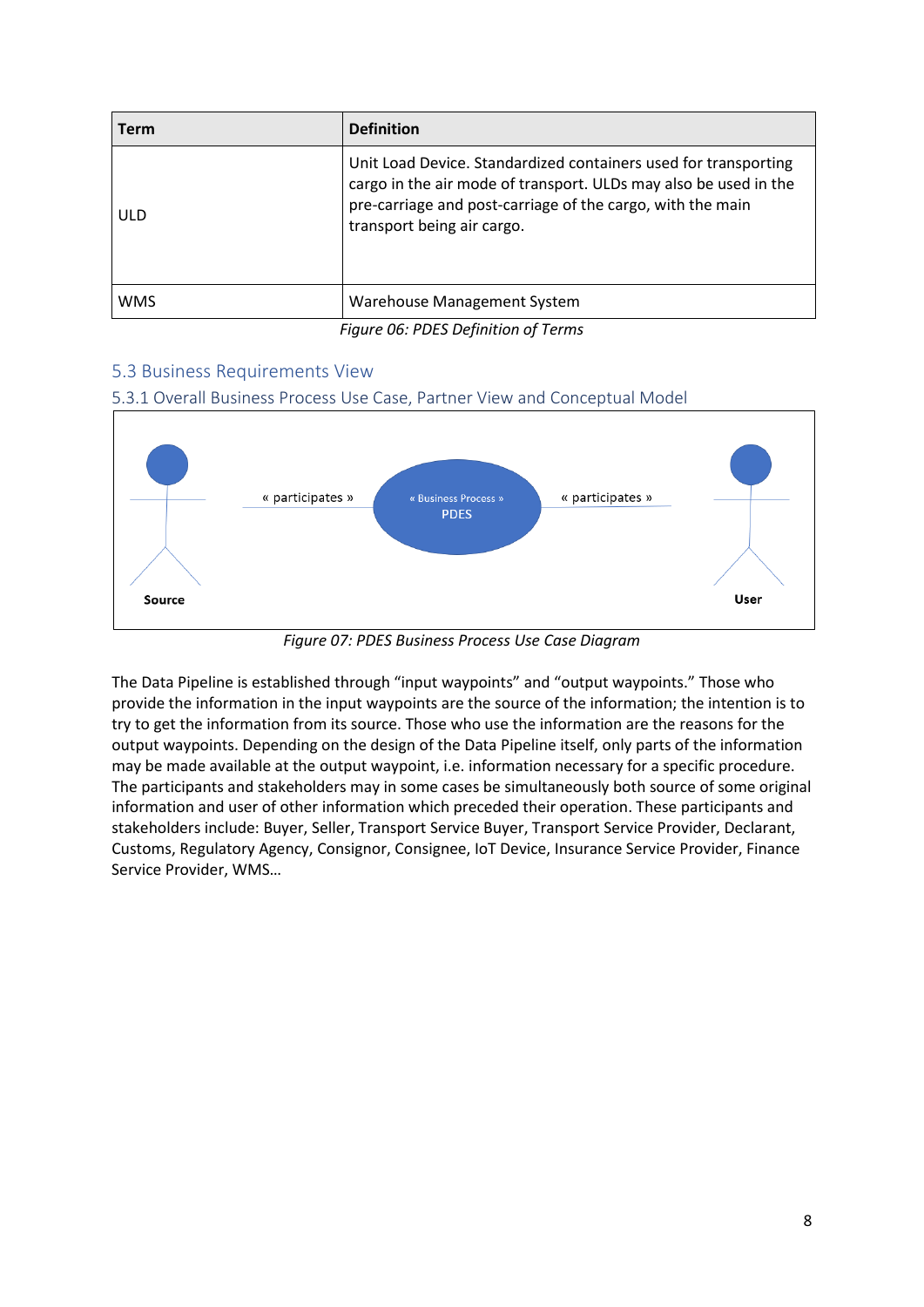| Term | Definition |
| --- | --- |
| ULD | Unit Load Device. Standardized containers used for transporting cargo in the air mode of transport. ULDs may also be used in the pre-carriage and post-carriage of the cargo, with the main transport being air cargo. |
| WMS | Warehouse Management System |

*Figure 06: PDES Definition of Terms*

## 5.3 Business Requirements View

### 5.3.1 Overall Business Process Use Case, Partner View and Conceptual Model

*Figure 07: PDES Business Process Use Case Diagram*

The Data Pipeline is established through "input waypoints" and "output waypoints." Those who provide the information in the input waypoints are the source of the information; the intention is to try to get the information from its source. Those who use the information are the reasons for the output waypoints. Depending on the design of the Data Pipeline itself, only parts of the information may be made available at the output waypoint, i.e. information necessary for a specific procedure. The participants and stakeholders may in some cases be simultaneously both source of some original information and user of other information which preceded their operation. These participants and stakeholders include: Buyer, Seller, Transport Service Buyer, Transport Service Provider, Declarant, Customs, Regulatory Agency, Consignor, Consignee, IoT Device, Insurance Service Provider, Finance Service Provider, WMS…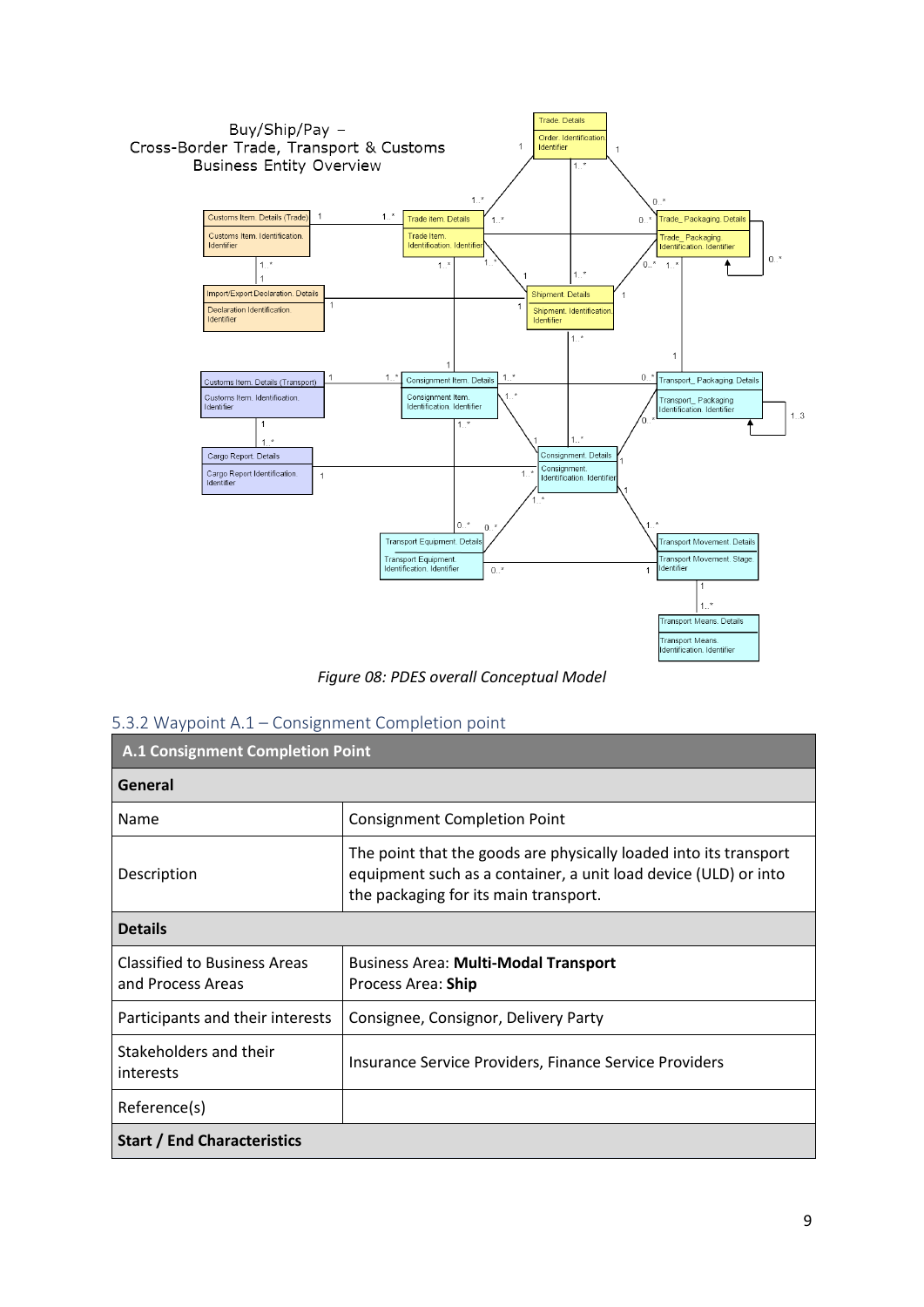Figure 08: PDES overall Conceptual Model

### 5.3.2 Waypoint A.1 – Consignment Completion point

| A.1 Consignment Completion Point | |
|---|---|
| **General** | |
| Name | Consignment Completion Point |
| Description | The point that the goods are physically loaded into its transport equipment such as a container, a unit load device (ULD) or into the packaging for its main transport. |
| **Details** | |
| Classified to Business Areas and Process Areas | Business Area: **Multi-Modal Transport**<br>Process Area: **Ship** |
| Participants and their interests | Consignee, Consignor, Delivery Party |
| Stakeholders and their interests | Insurance Service Providers, Finance Service Providers |
| Reference(s) | |
| **Start / End Characteristics** | |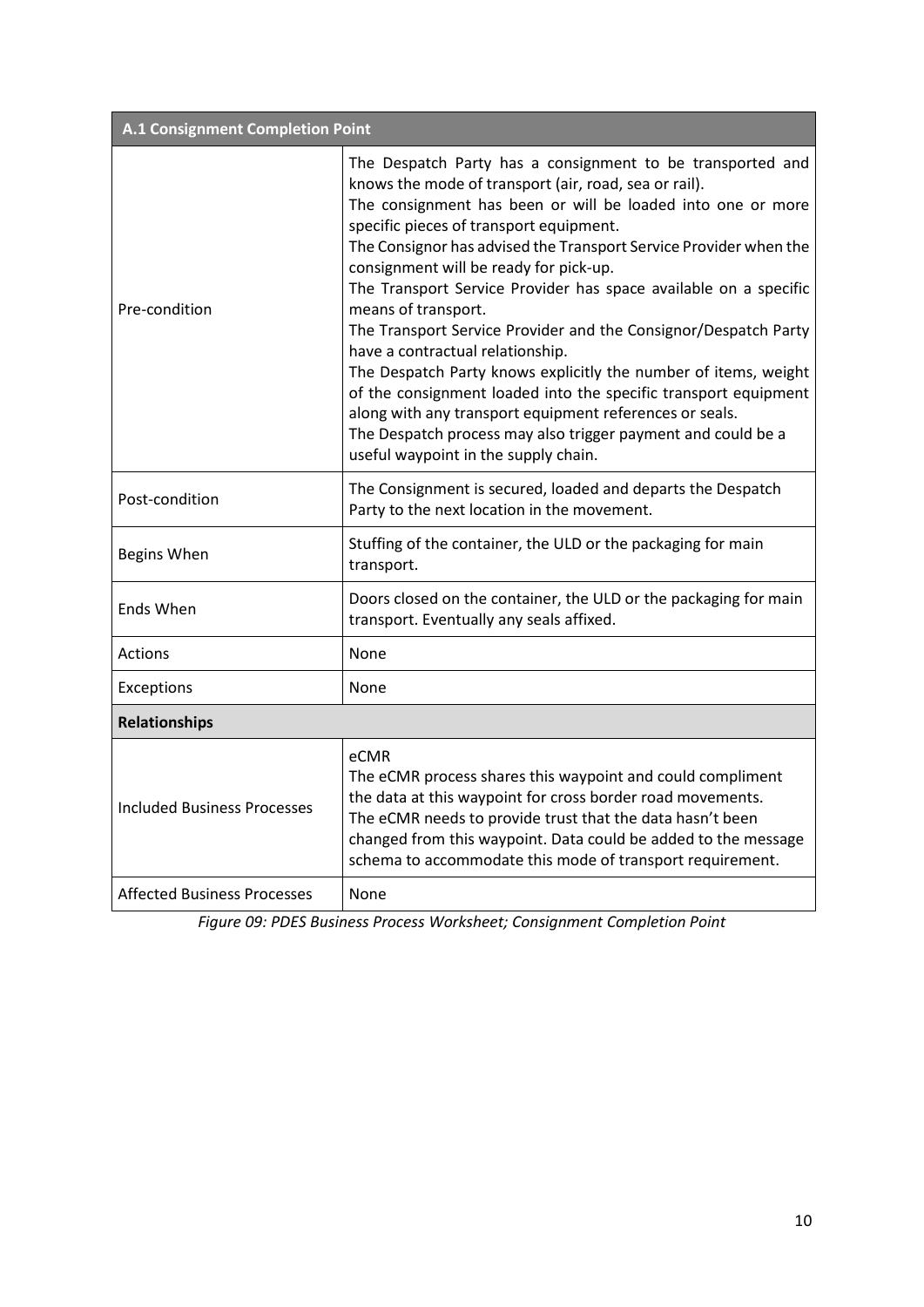| A.1 Consignment Completion Point | |
|---|---|
| Pre-condition | The Despatch Party has a consignment to be transported and knows the mode of transport (air, road, sea or rail).<br>The consignment has been or will be loaded into one or more specific pieces of transport equipment.<br>The Consignor has advised the Transport Service Provider when the consignment will be ready for pick-up.<br>The Transport Service Provider has space available on a specific means of transport.<br>The Transport Service Provider and the Consignor/Despatch Party have a contractual relationship.<br>The Despatch Party knows explicitly the number of items, weight of the consignment loaded into the specific transport equipment along with any transport equipment references or seals.<br>The Despatch process may also trigger payment and could be a useful waypoint in the supply chain. |
| Post-condition | The Consignment is secured, loaded and departs the Despatch Party to the next location in the movement. |
| Begins When | Stuffing of the container, the ULD or the packaging for main transport. |
| Ends When | Doors closed on the container, the ULD or the packaging for main transport. Eventually any seals affixed. |
| Actions | None |
| Exceptions | None |
| **Relationships** | |
| Included Business Processes | eCMR<br>The eCMR process shares this waypoint and could compliment the data at this waypoint for cross border road movements.<br>The eCMR needs to provide trust that the data hasn't been changed from this waypoint. Data could be added to the message schema to accommodate this mode of transport requirement. |
| Affected Business Processes | None |

*Figure 09: PDES Business Process Worksheet; Consignment Completion Point*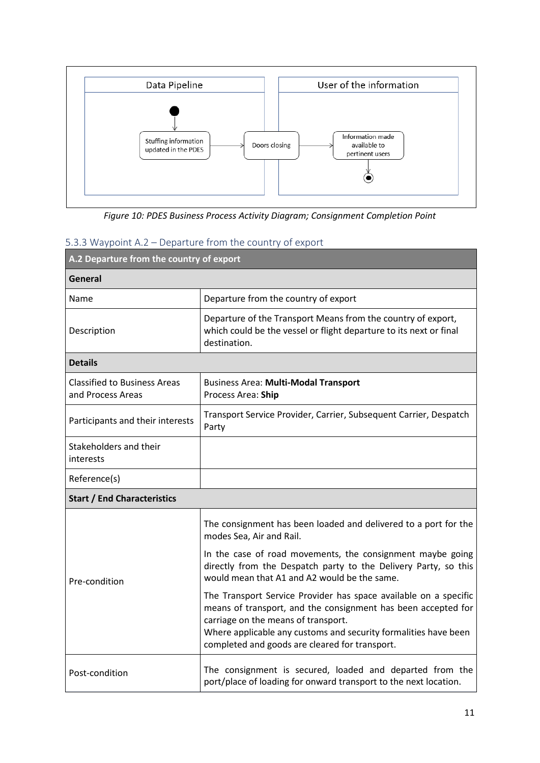Data Pipeline | User of the information

Stuffing information updated in the PDES → Doors closing → Information made available to pertinent users

*Figure 10: PDES Business Process Activity Diagram; Consignment Completion Point*

### 5.3.3 Waypoint A.2 – Departure from the country of export

| **A.2 Departure from the country of export** | |
|---|---|
| **General** | |
| Name | Departure from the country of export |
| Description | Departure of the Transport Means from the country of export, which could be the vessel or flight departure to its next or final destination. |
| **Details** | |
| Classified to Business Areas and Process Areas | Business Area: **Multi-Modal Transport**<br>Process Area: **Ship** |
| Participants and their interests | Transport Service Provider, Carrier, Subsequent Carrier, Despatch Party |
| Stakeholders and their interests | |
| Reference(s) | |
| **Start / End Characteristics** | |
| Pre-condition | The consignment has been loaded and delivered to a port for the modes Sea, Air and Rail.<br><br>In the case of road movements, the consignment maybe going directly from the Despatch party to the Delivery Party, so this would mean that A1 and A2 would be the same.<br><br>The Transport Service Provider has space available on a specific means of transport, and the consignment has been accepted for carriage on the means of transport.<br>Where applicable any customs and security formalities have been completed and goods are cleared for transport. |
| Post-condition | The consignment is secured, loaded and departed from the port/place of loading for onward transport to the next location. |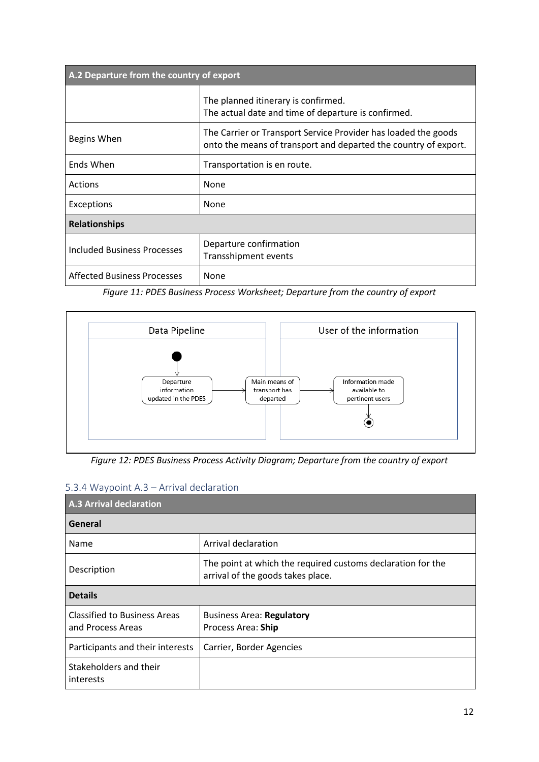| A.2 Departure from the country of export | |
|---|---|
| | The planned itinerary is confirmed.<br>The actual date and time of departure is confirmed. |
| Begins When | The Carrier or Transport Service Provider has loaded the goods onto the means of transport and departed the country of export. |
| Ends When | Transportation is en route. |
| Actions | None |
| Exceptions | None |
| **Relationships** | |
| Included Business Processes | Departure confirmation<br>Transshipment events |
| Affected Business Processes | None |

*Figure 11: PDES Business Process Worksheet; Departure from the country of export*

*Figure 12: PDES Business Process Activity Diagram; Departure from the country of export*

### 5.3.4 Waypoint A.3 – Arrival declaration

| A.3 Arrival declaration | |
|---|---|
| **General** | |
| Name | Arrival declaration |
| Description | The point at which the required customs declaration for the arrival of the goods takes place. |
| **Details** | |
| Classified to Business Areas and Process Areas | Business Area: **Regulatory**<br>Process Area: **Ship** |
| Participants and their interests | Carrier, Border Agencies |
| Stakeholders and their interests | |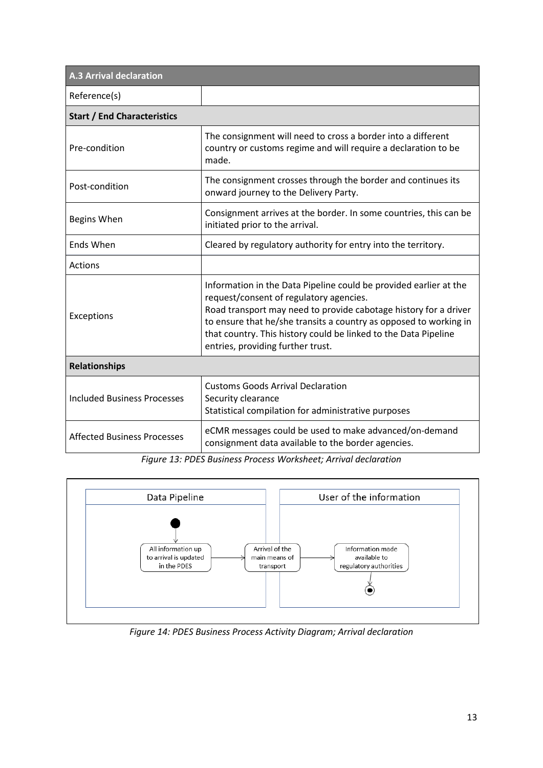| A.3 Arrival declaration | |
|---|---|
| Reference(s) | |
| **Start / End Characteristics** | |
| Pre-condition | The consignment will need to cross a border into a different country or customs regime and will require a declaration to be made. |
| Post-condition | The consignment crosses through the border and continues its onward journey to the Delivery Party. |
| Begins When | Consignment arrives at the border. In some countries, this can be initiated prior to the arrival. |
| Ends When | Cleared by regulatory authority for entry into the territory. |
| Actions | |
| Exceptions | Information in the Data Pipeline could be provided earlier at the request/consent of regulatory agencies.<br>Road transport may need to provide cabotage history for a driver to ensure that he/she transits a country as opposed to working in that country. This history could be linked to the Data Pipeline entries, providing further trust. |
| **Relationships** | |
| Included Business Processes | Customs Goods Arrival Declaration<br>Security clearance<br>Statistical compilation for administrative purposes |
| Affected Business Processes | eCMR messages could be used to make advanced/on-demand consignment data available to the border agencies. |

*Figure 13: PDES Business Process Worksheet; Arrival declaration*

Data Pipeline | User of the information

All information up to arrival is updated in the PDES → Arrival of the main means of transport → Information made available to regulatory authorities

*Figure 14: PDES Business Process Activity Diagram; Arrival declaration*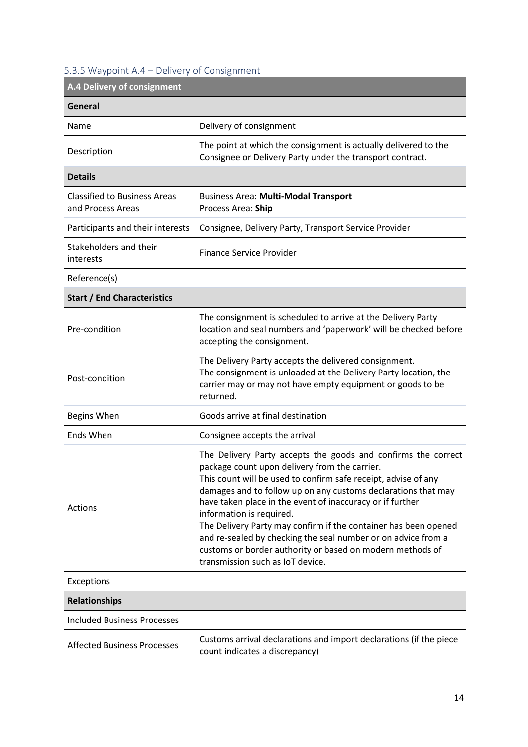### 5.3.5 Waypoint A.4 – Delivery of Consignment

| **A.4 Delivery of consignment** | |
|---|---|
| **General** | |
| Name | Delivery of consignment |
| Description | The point at which the consignment is actually delivered to the Consignee or Delivery Party under the transport contract. |
| **Details** | |
| Classified to Business Areas and Process Areas | Business Area: **Multi-Modal Transport**<br>Process Area: **Ship** |
| Participants and their interests | Consignee, Delivery Party, Transport Service Provider |
| Stakeholders and their interests | Finance Service Provider |
| Reference(s) | |
| **Start / End Characteristics** | |
| Pre-condition | The consignment is scheduled to arrive at the Delivery Party location and seal numbers and 'paperwork' will be checked before accepting the consignment. |
| Post-condition | The Delivery Party accepts the delivered consignment.<br>The consignment is unloaded at the Delivery Party location, the carrier may or may not have empty equipment or goods to be returned. |
| Begins When | Goods arrive at final destination |
| Ends When | Consignee accepts the arrival |
| Actions | The Delivery Party accepts the goods and confirms the correct package count upon delivery from the carrier.<br>This count will be used to confirm safe receipt, advise of any damages and to follow up on any customs declarations that may have taken place in the event of inaccuracy or if further information is required.<br>The Delivery Party may confirm if the container has been opened and re-sealed by checking the seal number or on advice from a customs or border authority or based on modern methods of transmission such as IoT device. |
| Exceptions | |
| **Relationships** | |
| Included Business Processes | |
| Affected Business Processes | Customs arrival declarations and import declarations (if the piece count indicates a discrepancy) |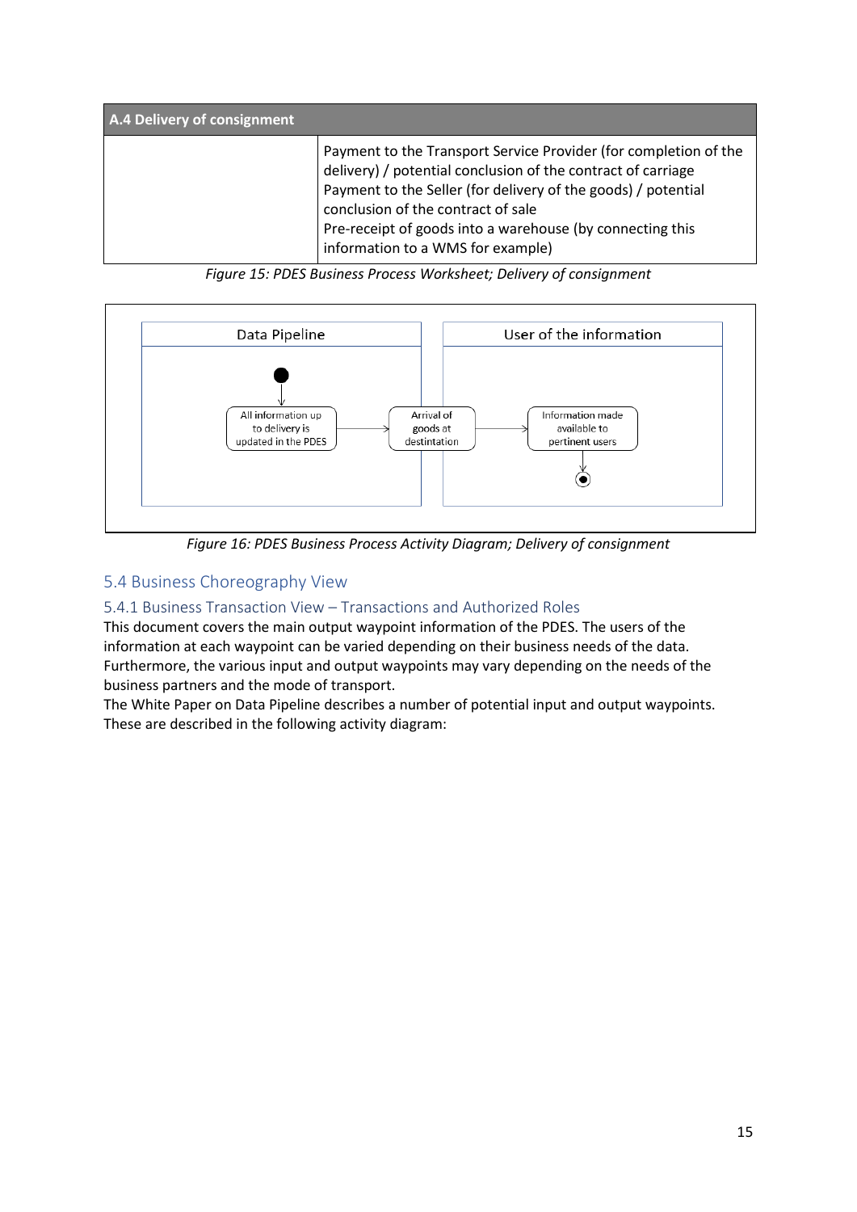| A.4 Delivery of consignment | |
|---|---|
| | Payment to the Transport Service Provider (for completion of the delivery) / potential conclusion of the contract of carriage<br>Payment to the Seller (for delivery of the goods) / potential conclusion of the contract of sale<br>Pre-receipt of goods into a warehouse (by connecting this information to a WMS for example) |

*Figure 15: PDES Business Process Worksheet; Delivery of consignment*

*Figure 16: PDES Business Process Activity Diagram; Delivery of consignment*

## 5.4 Business Choreography View

### 5.4.1 Business Transaction View – Transactions and Authorized Roles

This document covers the main output waypoint information of the PDES. The users of the information at each waypoint can be varied depending on their business needs of the data. Furthermore, the various input and output waypoints may vary depending on the needs of the business partners and the mode of transport.

The White Paper on Data Pipeline describes a number of potential input and output waypoints. These are described in the following activity diagram: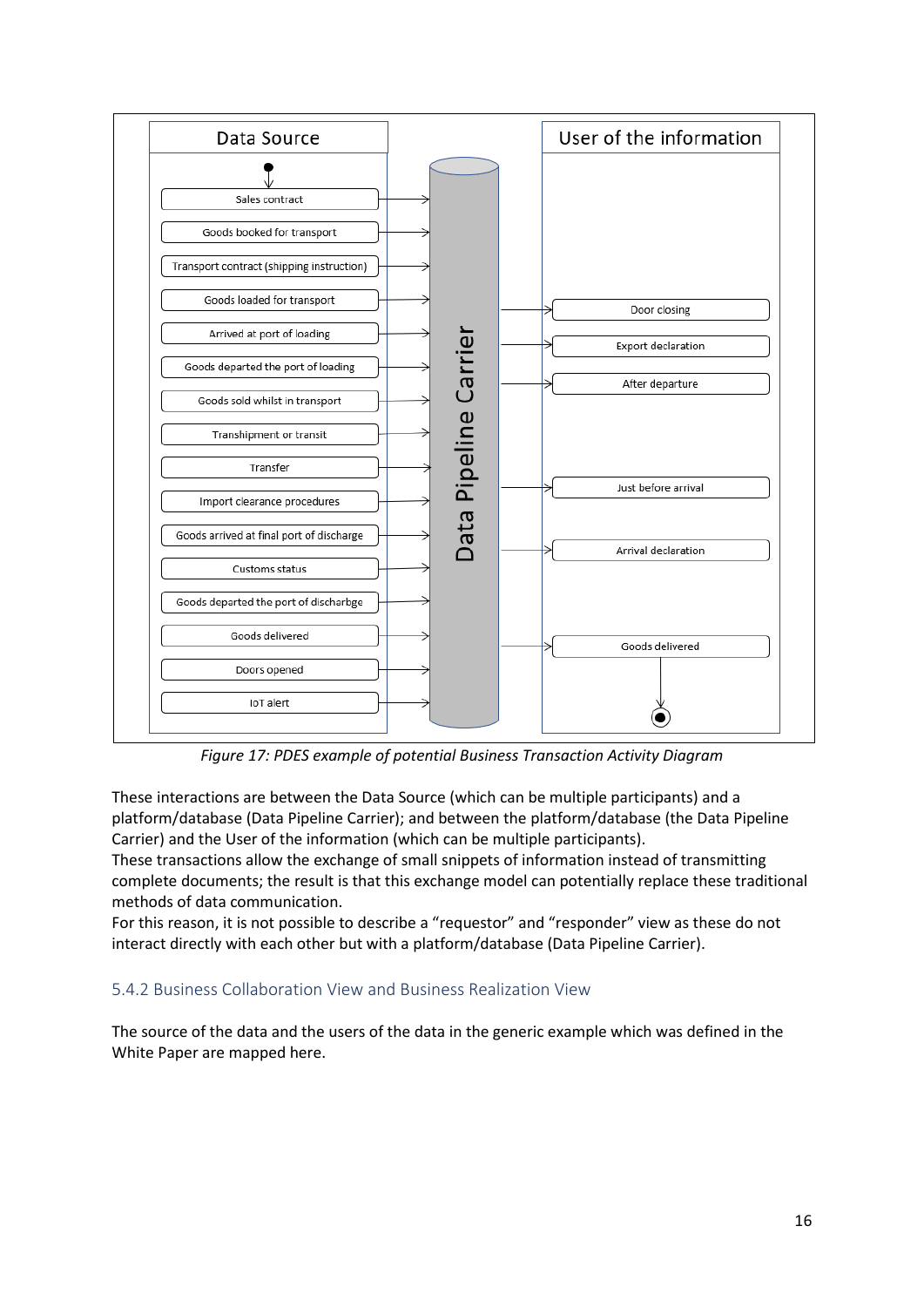| Data Source | | User of the information |
| --- | --- | --- |
| Sales contract | Data Pipeline Carrier | |
| Goods booked for transport | | |
| Transport contract (shipping instruction) | | |
| Goods loaded for transport | | Door closing |
| Arrived at port of loading | | Export declaration |
| Goods departed the port of loading | | After departure |
| Goods sold whilst in transport | | |
| Transhipment or transit | | |
| Transfer | | Just before arrival |
| Import clearance procedures | | |
| Goods arrived at final port of discharge | | Arrival declaration |
| Customs status | | |
| Goods departed the port of discharbge | | |
| Goods delivered | | Goods delivered |
| Doors opened | | |
| IoT alert | | |

*Figure 17: PDES example of potential Business Transaction Activity Diagram*

These interactions are between the Data Source (which can be multiple participants) and a platform/database (Data Pipeline Carrier); and between the platform/database (the Data Pipeline Carrier) and the User of the information (which can be multiple participants).
These transactions allow the exchange of small snippets of information instead of transmitting complete documents; the result is that this exchange model can potentially replace these traditional methods of data communication.
For this reason, it is not possible to describe a "requestor" and "responder" view as these do not interact directly with each other but with a platform/database (Data Pipeline Carrier).

### 5.4.2 Business Collaboration View and Business Realization View

The source of the data and the users of the data in the generic example which was defined in the White Paper are mapped here.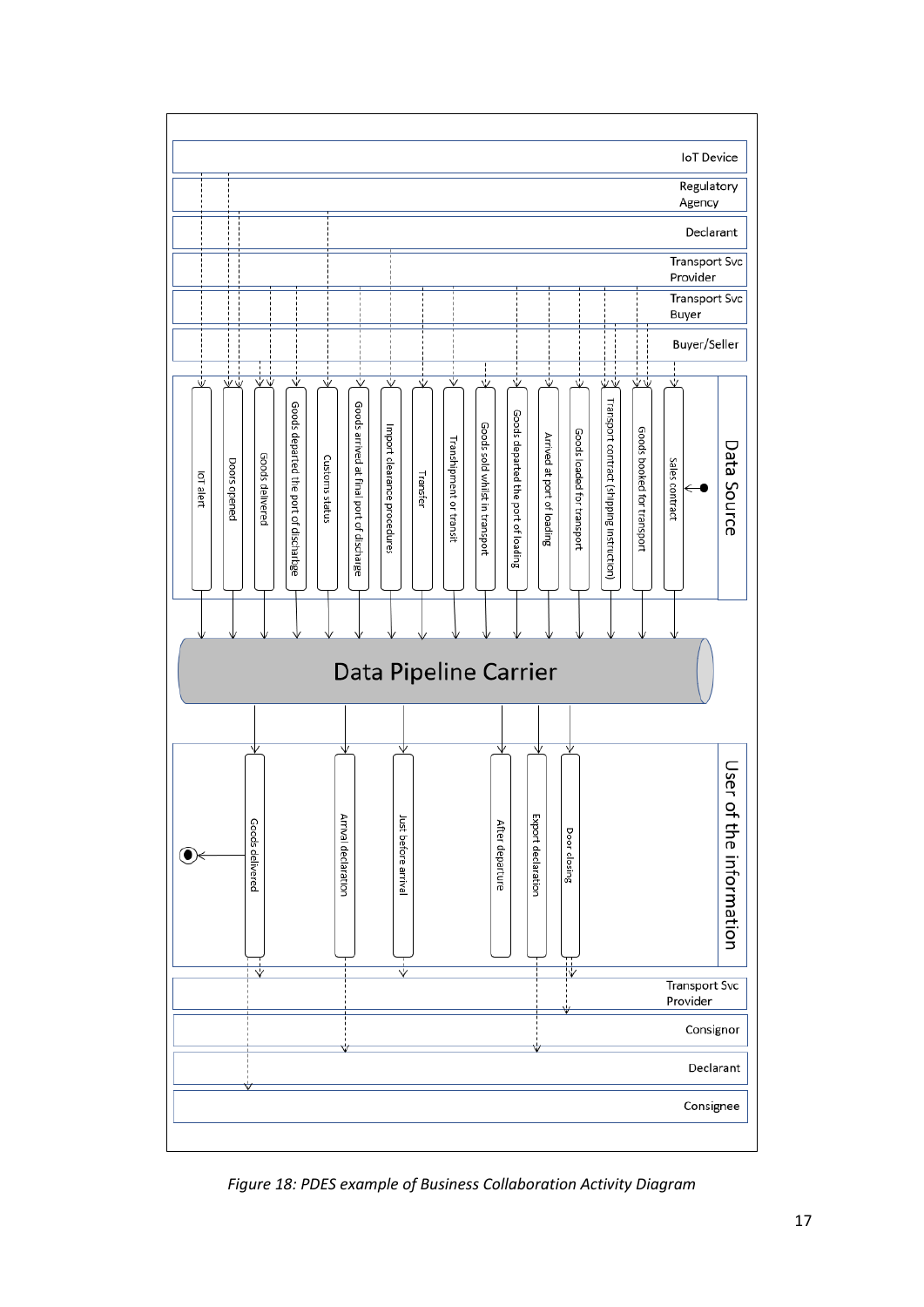IoT Device

Regulatory Agency

Declarant

Transport Svc Provider

Transport Svc Buyer

Buyer/Seller

Data Source

IoT alert

Doors opened

Goods delivered

Goods departed the port of discharge

Customs status

Goods arrived at final port of discharge

Import clearance procedures

Transfer

Transhipment or transit

Goods sold whilst in transport

Goods departed the port of loading

Arrived at port of loading

Goods loaded for transport

Transport contract (shipping instruction)

Goods booked for transport

Sales contract

Data Pipeline Carrier

User of the information

Goods delivered

Arrival declaration

Just before arrival

After departure

Export declaration

Door closing

Transport Svc Provider

Consignor

Declarant

Consignee

*Figure 18: PDES example of Business Collaboration Activity Diagram*